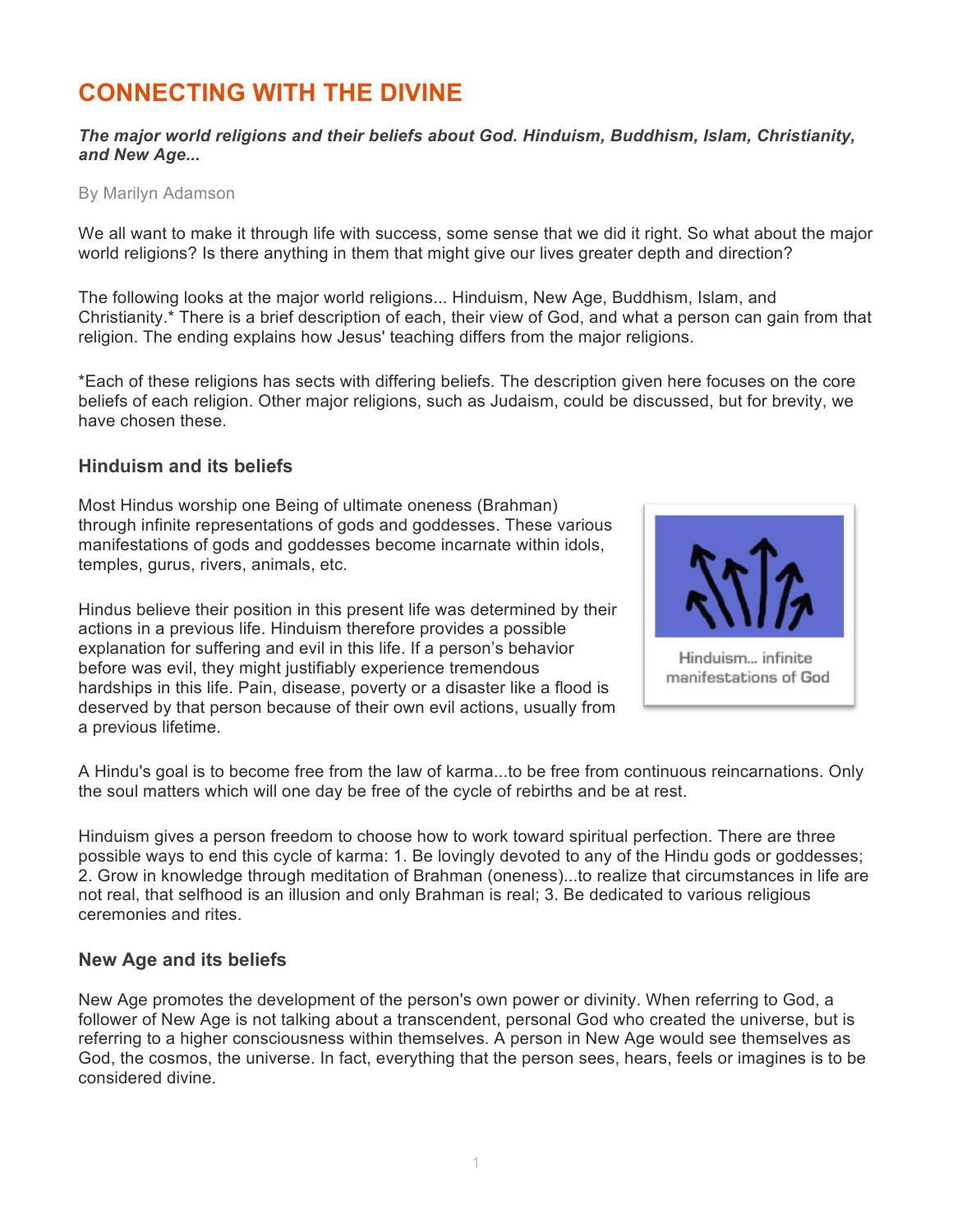# CONNECTING WITH THE DIVINE

***The major world religions and their beliefs about God. Hinduism, Buddhism, Islam, Christianity, and New Age...***

By Marilyn Adamson

We all want to make it through life with success, some sense that we did it right. So what about the major world religions? Is there anything in them that might give our lives greater depth and direction?

The following looks at the major world religions... Hinduism, New Age, Buddhism, Islam, and Christianity.* There is a brief description of each, their view of God, and what a person can gain from that religion. The ending explains how Jesus' teaching differs from the major religions.

*Each of these religions has sects with differing beliefs. The description given here focuses on the core beliefs of each religion. Other major religions, such as Judaism, could be discussed, but for brevity, we have chosen these.

### Hinduism and its beliefs

Most Hindus worship one Being of ultimate oneness (Brahman) through infinite representations of gods and goddesses. These various manifestations of gods and goddesses become incarnate within idols, temples, gurus, rivers, animals, etc.

Hinduism... infinite manifestations of God

Hindus believe their position in this present life was determined by their actions in a previous life. Hinduism therefore provides a possible explanation for suffering and evil in this life. If a person's behavior before was evil, they might justifiably experience tremendous hardships in this life. Pain, disease, poverty or a disaster like a flood is deserved by that person because of their own evil actions, usually from a previous lifetime.

A Hindu's goal is to become free from the law of karma...to be free from continuous reincarnations. Only the soul matters which will one day be free of the cycle of rebirths and be at rest.

Hinduism gives a person freedom to choose how to work toward spiritual perfection. There are three possible ways to end this cycle of karma: 1. Be lovingly devoted to any of the Hindu gods or goddesses; 2. Grow in knowledge through meditation of Brahman (oneness)...to realize that circumstances in life are not real, that selfhood is an illusion and only Brahman is real; 3. Be dedicated to various religious ceremonies and rites.

### New Age and its beliefs

New Age promotes the development of the person's own power or divinity. When referring to God, a follower of New Age is not talking about a transcendent, personal God who created the universe, but is referring to a higher consciousness within themselves. A person in New Age would see themselves as God, the cosmos, the universe. In fact, everything that the person sees, hears, feels or imagines is to be considered divine.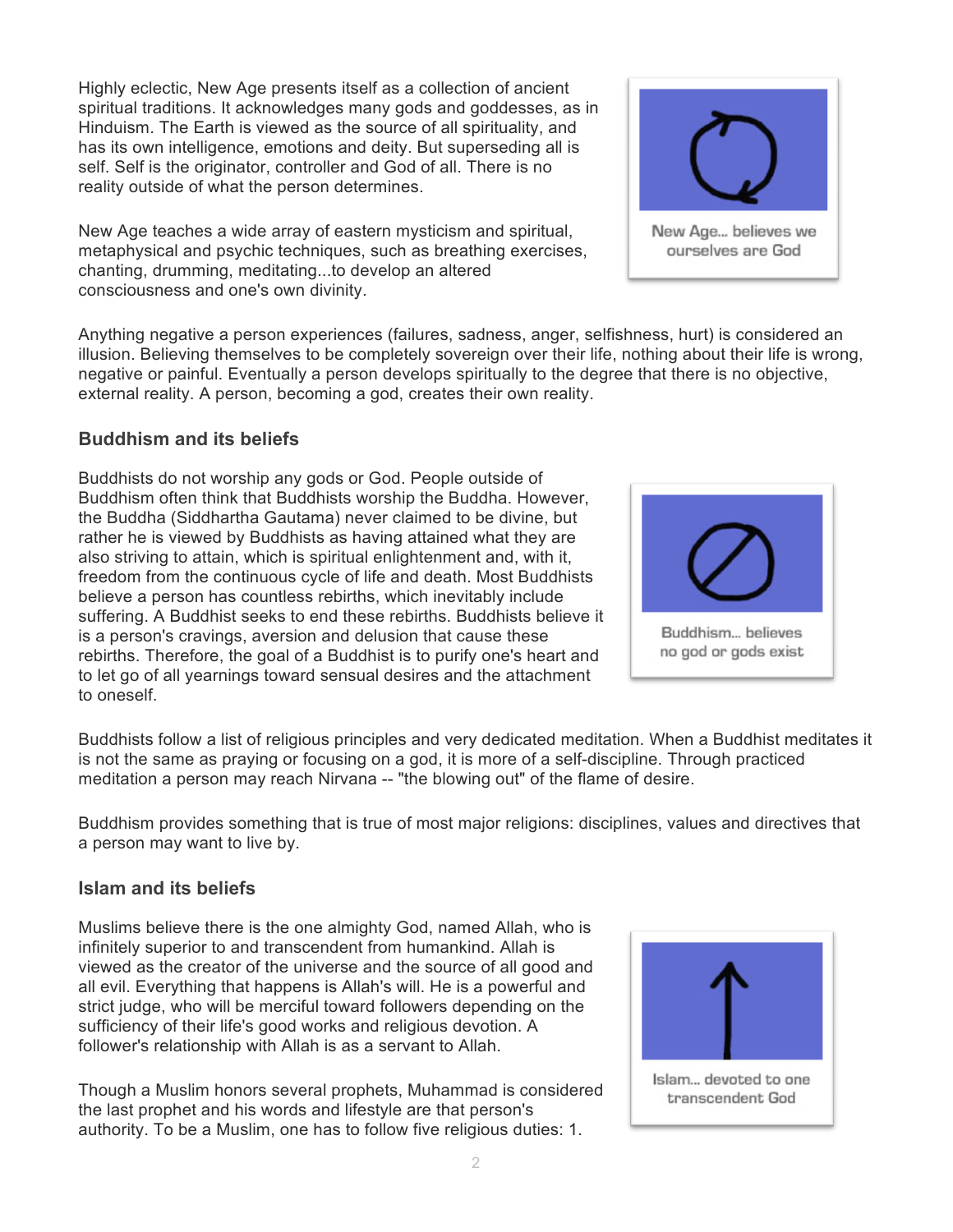Highly eclectic, New Age presents itself as a collection of ancient spiritual traditions. It acknowledges many gods and goddesses, as in Hinduism. The Earth is viewed as the source of all spirituality, and has its own intelligence, emotions and deity. But superseding all is self. Self is the originator, controller and God of all. There is no reality outside of what the person determines.

New Age teaches a wide array of eastern mysticism and spiritual, metaphysical and psychic techniques, such as breathing exercises, chanting, drumming, meditating...to develop an altered consciousness and one's own divinity.

New Age... believes we ourselves are God

Anything negative a person experiences (failures, sadness, anger, selfishness, hurt) is considered an illusion. Believing themselves to be completely sovereign over their life, nothing about their life is wrong, negative or painful. Eventually a person develops spiritually to the degree that there is no objective, external reality. A person, becoming a god, creates their own reality.

### Buddhism and its beliefs

Buddhists do not worship any gods or God. People outside of Buddhism often think that Buddhists worship the Buddha. However, the Buddha (Siddhartha Gautama) never claimed to be divine, but rather he is viewed by Buddhists as having attained what they are also striving to attain, which is spiritual enlightenment and, with it, freedom from the continuous cycle of life and death. Most Buddhists believe a person has countless rebirths, which inevitably include suffering. A Buddhist seeks to end these rebirths. Buddhists believe it is a person's cravings, aversion and delusion that cause these rebirths. Therefore, the goal of a Buddhist is to purify one's heart and to let go of all yearnings toward sensual desires and the attachment to oneself.

Buddhism... believes no god or gods exist

Buddhists follow a list of religious principles and very dedicated meditation. When a Buddhist meditates it is not the same as praying or focusing on a god, it is more of a self-discipline. Through practiced meditation a person may reach Nirvana -- "the blowing out" of the flame of desire.

Buddhism provides something that is true of most major religions: disciplines, values and directives that a person may want to live by.

### Islam and its beliefs

Muslims believe there is the one almighty God, named Allah, who is infinitely superior to and transcendent from humankind. Allah is viewed as the creator of the universe and the source of all good and all evil. Everything that happens is Allah's will. He is a powerful and strict judge, who will be merciful toward followers depending on the sufficiency of their life's good works and religious devotion. A follower's relationship with Allah is as a servant to Allah.

Islam... devoted to one transcendent God

Though a Muslim honors several prophets, Muhammad is considered the last prophet and his words and lifestyle are that person's authority. To be a Muslim, one has to follow five religious duties: 1.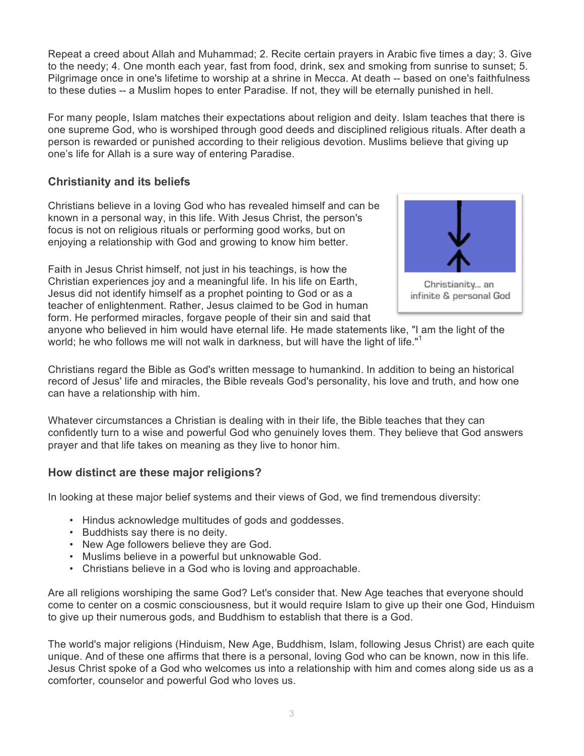Repeat a creed about Allah and Muhammad; 2. Recite certain prayers in Arabic five times a day; 3. Give to the needy; 4. One month each year, fast from food, drink, sex and smoking from sunrise to sunset; 5. Pilgrimage once in one's lifetime to worship at a shrine in Mecca. At death -- based on one's faithfulness to these duties -- a Muslim hopes to enter Paradise. If not, they will be eternally punished in hell.

For many people, Islam matches their expectations about religion and deity. Islam teaches that there is one supreme God, who is worshiped through good deeds and disciplined religious rituals. After death a person is rewarded or punished according to their religious devotion. Muslims believe that giving up one's life for Allah is a sure way of entering Paradise.

### Christianity and its beliefs

Christians believe in a loving God who has revealed himself and can be known in a personal way, in this life. With Jesus Christ, the person's focus is not on religious rituals or performing good works, but on enjoying a relationship with God and growing to know him better.

Christianity... an infinite & personal God

Faith in Jesus Christ himself, not just in his teachings, is how the Christian experiences joy and a meaningful life. In his life on Earth, Jesus did not identify himself as a prophet pointing to God or as a teacher of enlightenment. Rather, Jesus claimed to be God in human form. He performed miracles, forgave people of their sin and said that anyone who believed in him would have eternal life. He made statements like, "I am the light of the world; he who follows me will not walk in darkness, but will have the light of life."[1]

Christians regard the Bible as God's written message to humankind. In addition to being an historical record of Jesus' life and miracles, the Bible reveals God's personality, his love and truth, and how one can have a relationship with him.

Whatever circumstances a Christian is dealing with in their life, the Bible teaches that they can confidently turn to a wise and powerful God who genuinely loves them. They believe that God answers prayer and that life takes on meaning as they live to honor him.

### How distinct are these major religions?

In looking at these major belief systems and their views of God, we find tremendous diversity:

- Hindus acknowledge multitudes of gods and goddesses.
- Buddhists say there is no deity.
- New Age followers believe they are God.
- Muslims believe in a powerful but unknowable God.
- Christians believe in a God who is loving and approachable.

Are all religions worshiping the same God? Let's consider that. New Age teaches that everyone should come to center on a cosmic consciousness, but it would require Islam to give up their one God, Hinduism to give up their numerous gods, and Buddhism to establish that there is a God.

The world's major religions (Hinduism, New Age, Buddhism, Islam, following Jesus Christ) are each quite unique. And of these one affirms that there is a personal, loving God who can be known, now in this life. Jesus Christ spoke of a God who welcomes us into a relationship with him and comes along side us as a comforter, counselor and powerful God who loves us.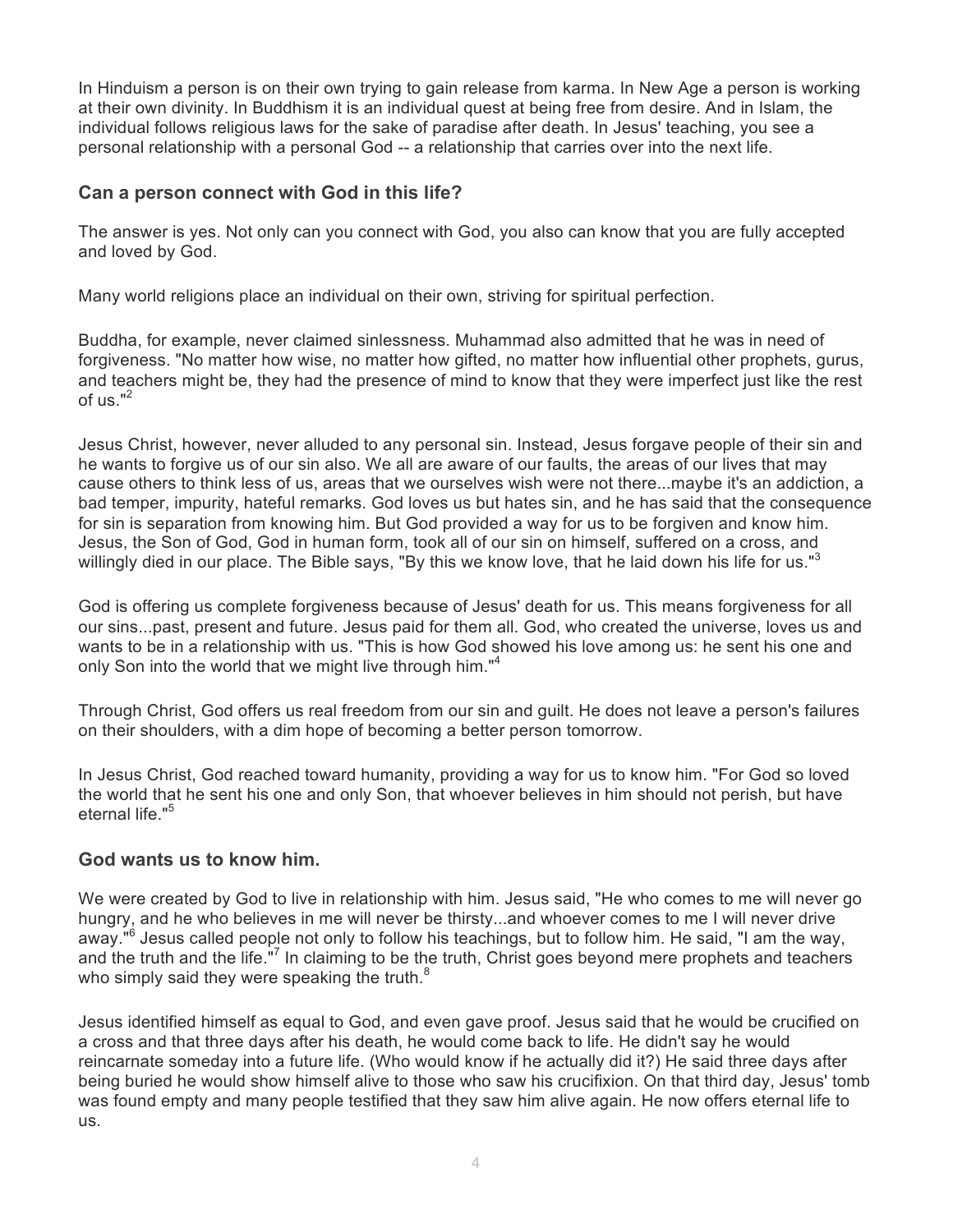In Hinduism a person is on their own trying to gain release from karma. In New Age a person is working at their own divinity. In Buddhism it is an individual quest at being free from desire. And in Islam, the individual follows religious laws for the sake of paradise after death. In Jesus' teaching, you see a personal relationship with a personal God -- a relationship that carries over into the next life.

### Can a person connect with God in this life?

The answer is yes. Not only can you connect with God, you also can know that you are fully accepted and loved by God.

Many world religions place an individual on their own, striving for spiritual perfection.

Buddha, for example, never claimed sinlessness. Muhammad also admitted that he was in need of forgiveness. "No matter how wise, no matter how gifted, no matter how influential other prophets, gurus, and teachers might be, they had the presence of mind to know that they were imperfect just like the rest of us."[2]

Jesus Christ, however, never alluded to any personal sin. Instead, Jesus forgave people of their sin and he wants to forgive us of our sin also. We all are aware of our faults, the areas of our lives that may cause others to think less of us, areas that we ourselves wish were not there...maybe it's an addiction, a bad temper, impurity, hateful remarks. God loves us but hates sin, and he has said that the consequence for sin is separation from knowing him. But God provided a way for us to be forgiven and know him. Jesus, the Son of God, God in human form, took all of our sin on himself, suffered on a cross, and willingly died in our place. The Bible says, "By this we know love, that he laid down his life for us."[3]

God is offering us complete forgiveness because of Jesus' death for us. This means forgiveness for all our sins...past, present and future. Jesus paid for them all. God, who created the universe, loves us and wants to be in a relationship with us. "This is how God showed his love among us: he sent his one and only Son into the world that we might live through him."[4]

Through Christ, God offers us real freedom from our sin and guilt. He does not leave a person's failures on their shoulders, with a dim hope of becoming a better person tomorrow.

In Jesus Christ, God reached toward humanity, providing a way for us to know him. "For God so loved the world that he sent his one and only Son, that whoever believes in him should not perish, but have eternal life."[5]

### God wants us to know him.

We were created by God to live in relationship with him. Jesus said, "He who comes to me will never go hungry, and he who believes in me will never be thirsty...and whoever comes to me I will never drive away."[6] Jesus called people not only to follow his teachings, but to follow him. He said, "I am the way, and the truth and the life."[7] In claiming to be the truth, Christ goes beyond mere prophets and teachers who simply said they were speaking the truth.[8]

Jesus identified himself as equal to God, and even gave proof. Jesus said that he would be crucified on a cross and that three days after his death, he would come back to life. He didn't say he would reincarnate someday into a future life. (Who would know if he actually did it?) He said three days after being buried he would show himself alive to those who saw his crucifixion. On that third day, Jesus' tomb was found empty and many people testified that they saw him alive again. He now offers eternal life to us.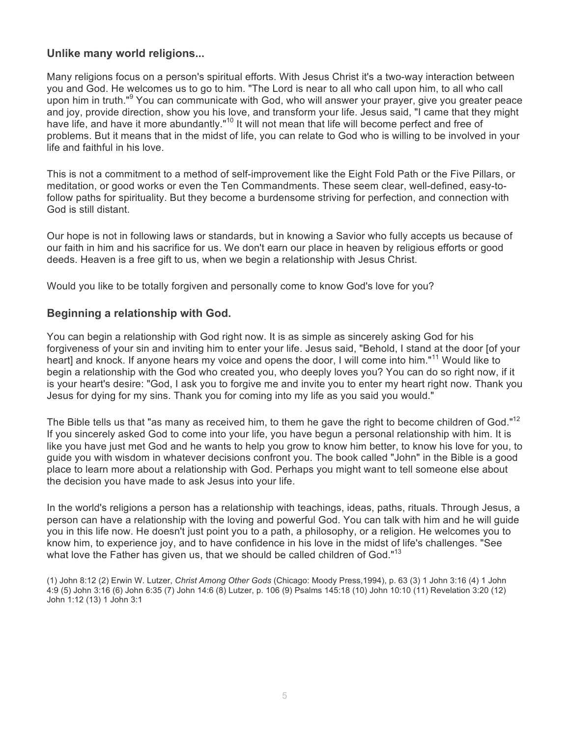### Unlike many world religions...

Many religions focus on a person's spiritual efforts. With Jesus Christ it's a two-way interaction between you and God. He welcomes us to go to him. "The Lord is near to all who call upon him, to all who call upon him in truth."[9] You can communicate with God, who will answer your prayer, give you greater peace and joy, provide direction, show you his love, and transform your life. Jesus said, "I came that they might have life, and have it more abundantly."[10] It will not mean that life will become perfect and free of problems. But it means that in the midst of life, you can relate to God who is willing to be involved in your life and faithful in his love.

This is not a commitment to a method of self-improvement like the Eight Fold Path or the Five Pillars, or meditation, or good works or even the Ten Commandments. These seem clear, well-defined, easy-to-follow paths for spirituality. But they become a burdensome striving for perfection, and connection with God is still distant.

Our hope is not in following laws or standards, but in knowing a Savior who fully accepts us because of our faith in him and his sacrifice for us. We don't earn our place in heaven by religious efforts or good deeds. Heaven is a free gift to us, when we begin a relationship with Jesus Christ.

Would you like to be totally forgiven and personally come to know God's love for you?

### Beginning a relationship with God.

You can begin a relationship with God right now. It is as simple as sincerely asking God for his forgiveness of your sin and inviting him to enter your life. Jesus said, "Behold, I stand at the door [of your heart] and knock. If anyone hears my voice and opens the door, I will come into him."[11] Would like to begin a relationship with the God who created you, who deeply loves you? You can do so right now, if it is your heart's desire: "God, I ask you to forgive me and invite you to enter my heart right now. Thank you Jesus for dying for my sins. Thank you for coming into my life as you said you would."

The Bible tells us that "as many as received him, to them he gave the right to become children of God."[12] If you sincerely asked God to come into your life, you have begun a personal relationship with him. It is like you have just met God and he wants to help you grow to know him better, to know his love for you, to guide you with wisdom in whatever decisions confront you. The book called "John" in the Bible is a good place to learn more about a relationship with God. Perhaps you might want to tell someone else about the decision you have made to ask Jesus into your life.

In the world's religions a person has a relationship with teachings, ideas, paths, rituals. Through Jesus, a person can have a relationship with the loving and powerful God. You can talk with him and he will guide you in this life now. He doesn't just point you to a path, a philosophy, or a religion. He welcomes you to know him, to experience joy, and to have confidence in his love in the midst of life's challenges. "See what love the Father has given us, that we should be called children of God."[13]

(1) John 8:12 (2) Erwin W. Lutzer, *Christ Among Other Gods* (Chicago: Moody Press,1994), p. 63 (3) 1 John 3:16 (4) 1 John 4:9 (5) John 3:16 (6) John 6:35 (7) John 14:6 (8) Lutzer, p. 106 (9) Psalms 145:18 (10) John 10:10 (11) Revelation 3:20 (12) John 1:12 (13) 1 John 3:1